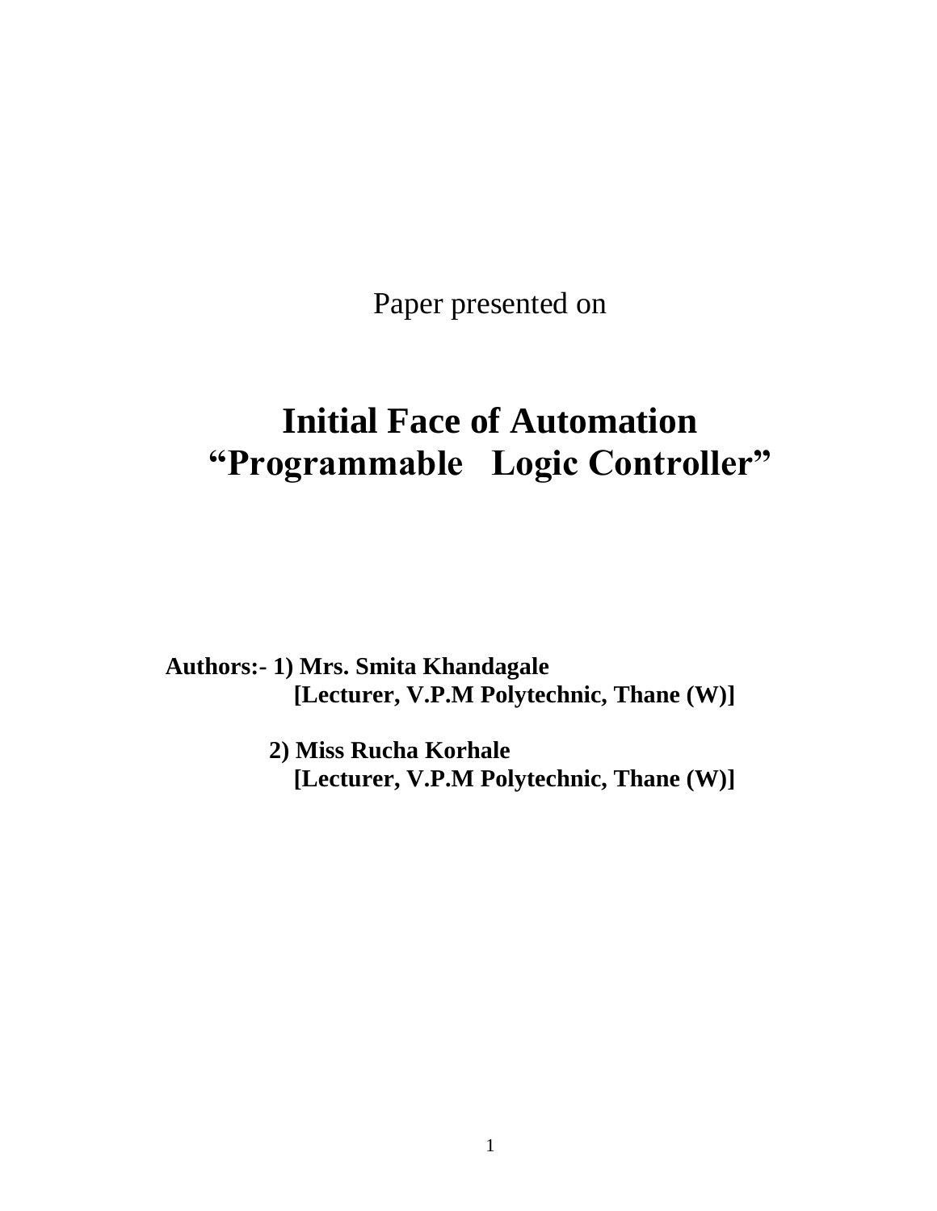Paper presented on

# Initial Face of Automation
# "Programmable Logic Controller"

**Authors:- 1) Mrs. Smita Khandagale**
**[Lecturer, V.P.M Polytechnic, Thane (W)]**

**2) Miss Rucha Korhale**
**[Lecturer, V.P.M Polytechnic, Thane (W)]**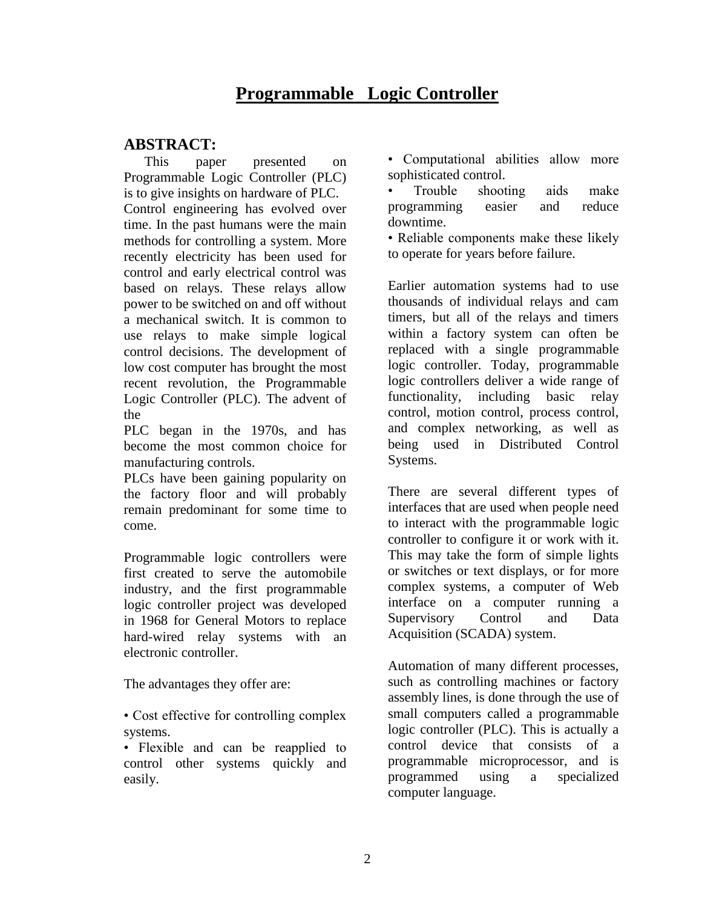# Programmable Logic Controller

## ABSTRACT:

This paper presented on Programmable Logic Controller (PLC) is to give insights on hardware of PLC.

Control engineering has evolved over time. In the past humans were the main methods for controlling a system. More recently electricity has been used for control and early electrical control was based on relays. These relays allow power to be switched on and off without a mechanical switch. It is common to use relays to make simple logical control decisions. The development of low cost computer has brought the most recent revolution, the Programmable Logic Controller (PLC). The advent of the PLC began in the 1970s, and has become the most common choice for manufacturing controls.

PLCs have been gaining popularity on the factory floor and will probably remain predominant for some time to come.

Programmable logic controllers were first created to serve the automobile industry, and the first programmable logic controller project was developed in 1968 for General Motors to replace hard-wired relay systems with an electronic controller.

The advantages they offer are:

- Cost effective for controlling complex systems.
- Flexible and can be reapplied to control other systems quickly and easily.
- Computational abilities allow more sophisticated control.
- Trouble shooting aids make programming easier and reduce downtime.
- Reliable components make these likely to operate for years before failure.

Earlier automation systems had to use thousands of individual relays and cam timers, but all of the relays and timers within a factory system can often be replaced with a single programmable logic controller. Today, programmable logic controllers deliver a wide range of functionality, including basic relay control, motion control, process control, and complex networking, as well as being used in Distributed Control Systems.

There are several different types of interfaces that are used when people need to interact with the programmable logic controller to configure it or work with it. This may take the form of simple lights or switches or text displays, or for more complex systems, a computer of Web interface on a computer running a Supervisory Control and Data Acquisition (SCADA) system.

Automation of many different processes, such as controlling machines or factory assembly lines, is done through the use of small computers called a programmable logic controller (PLC). This is actually a control device that consists of a programmable microprocessor, and is programmed using a specialized computer language.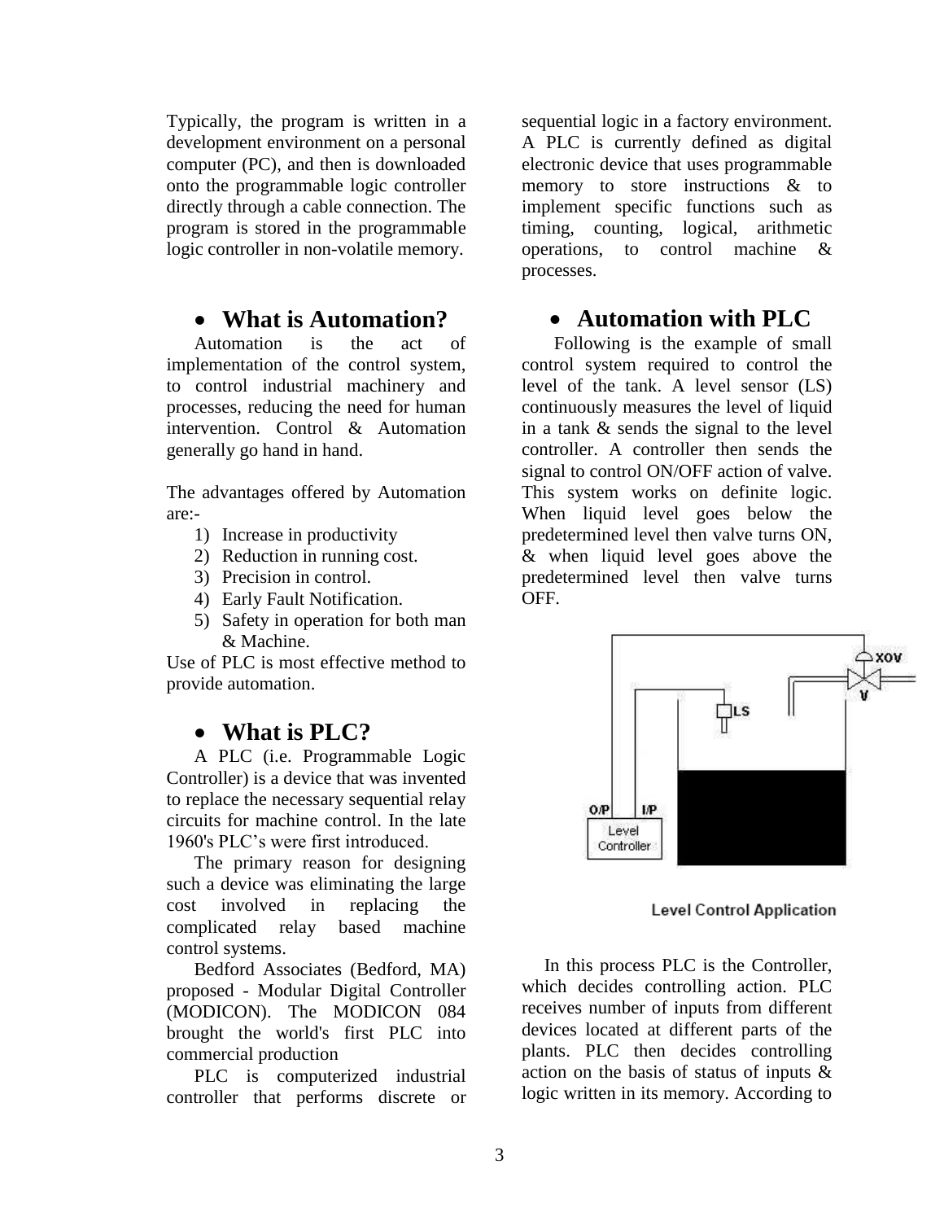Typically, the program is written in a development environment on a personal computer (PC), and then is downloaded onto the programmable logic controller directly through a cable connection. The program is stored in the programmable logic controller in non-volatile memory.

## What is Automation?

Automation is the act of implementation of the control system, to control industrial machinery and processes, reducing the need for human intervention. Control & Automation generally go hand in hand.

The advantages offered by Automation are:-

1) Increase in productivity
2) Reduction in running cost.
3) Precision in control.
4) Early Fault Notification.
5) Safety in operation for both man & Machine.

Use of PLC is most effective method to provide automation.

## What is PLC?

A PLC (i.e. Programmable Logic Controller) is a device that was invented to replace the necessary sequential relay circuits for machine control. In the late 1960's PLC's were first introduced.

The primary reason for designing such a device was eliminating the large cost involved in replacing the complicated relay based machine control systems.

Bedford Associates (Bedford, MA) proposed - Modular Digital Controller (MODICON). The MODICON 084 brought the world's first PLC into commercial production

PLC is computerized industrial controller that performs discrete or sequential logic in a factory environment. A PLC is currently defined as digital electronic device that uses programmable memory to store instructions & to implement specific functions such as timing, counting, logical, arithmetic operations, to control machine & processes.

## Automation with PLC

Following is the example of small control system required to control the level of the tank. A level sensor (LS) continuously measures the level of liquid in a tank & sends the signal to the level controller. A controller then sends the signal to control ON/OFF action of valve. This system works on definite logic. When liquid level goes below the predetermined level then valve turns ON, & when liquid level goes above the predetermined level then valve turns OFF.

Level Control Application

In this process PLC is the Controller, which decides controlling action. PLC receives number of inputs from different devices located at different parts of the plants. PLC then decides controlling action on the basis of status of inputs & logic written in its memory. According to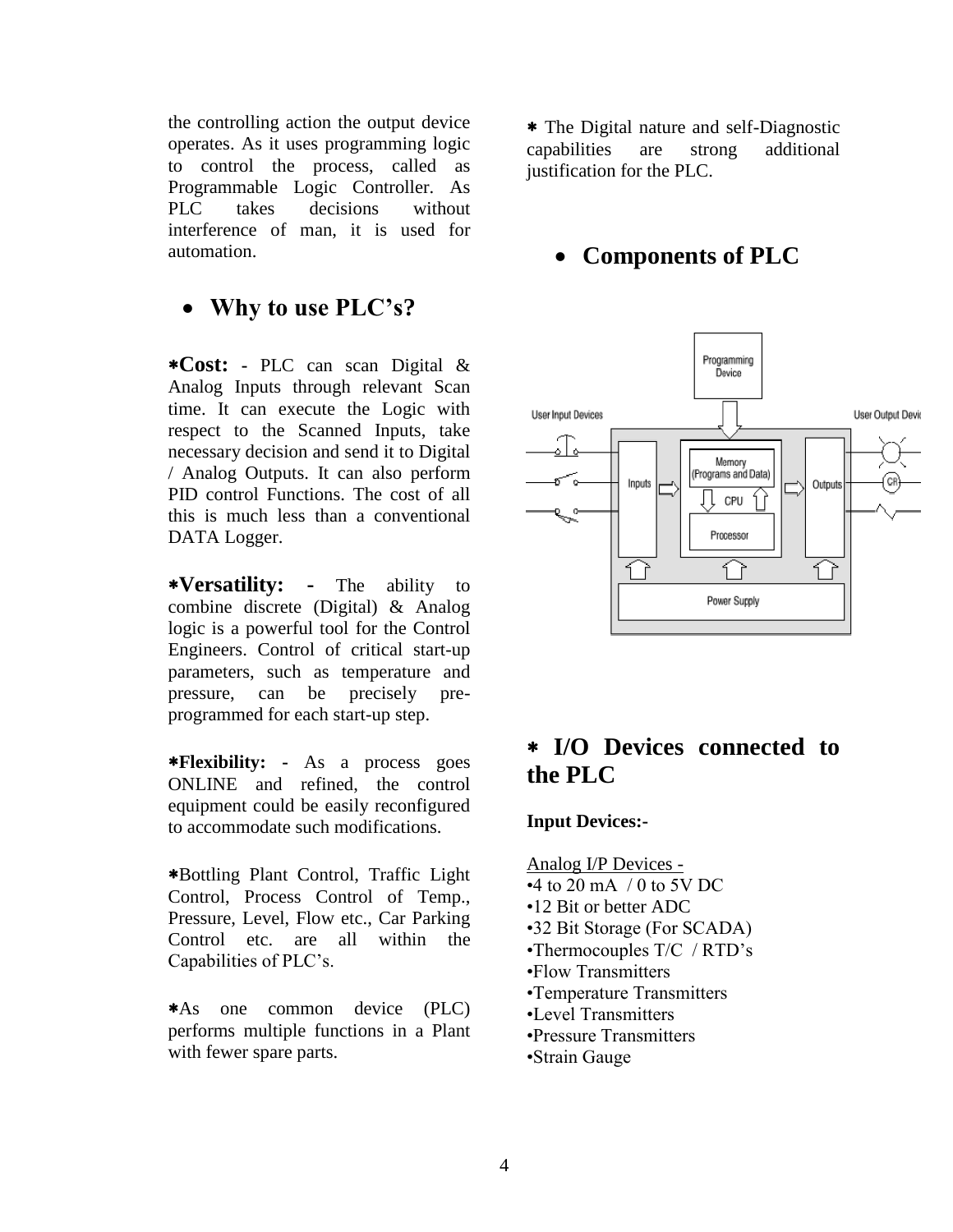the controlling action the output device operates. As it uses programming logic to control the process, called as Programmable Logic Controller. As PLC takes decisions without interference of man, it is used for automation.

## • Why to use PLC's?

∗**Cost:** - PLC can scan Digital & Analog Inputs through relevant Scan time. It can execute the Logic with respect to the Scanned Inputs, take necessary decision and send it to Digital / Analog Outputs. It can also perform PID control Functions. The cost of all this is much less than a conventional DATA Logger.

∗**Versatility: -** The ability to combine discrete (Digital) & Analog logic is a powerful tool for the Control Engineers. Control of critical start-up parameters, such as temperature and pressure, can be precisely pre-programmed for each start-up step.

∗**Flexibility: -** As a process goes ONLINE and refined, the control equipment could be easily reconfigured to accommodate such modifications.

∗Bottling Plant Control, Traffic Light Control, Process Control of Temp., Pressure, Level, Flow etc., Car Parking Control etc. are all within the Capabilities of PLC's.

∗As one common device (PLC) performs multiple functions in a Plant with fewer spare parts.

∗ The Digital nature and self-Diagnostic capabilities are strong additional justification for the PLC.

## • Components of PLC

## ∗ I/O Devices connected to the PLC

**Input Devices:-**

Analog I/P Devices -
- 4 to 20 mA / 0 to 5V DC
- 12 Bit or better ADC
- 32 Bit Storage (For SCADA)
- Thermocouples T/C / RTD's
- Flow Transmitters
- Temperature Transmitters
- Level Transmitters
- Pressure Transmitters
- Strain Gauge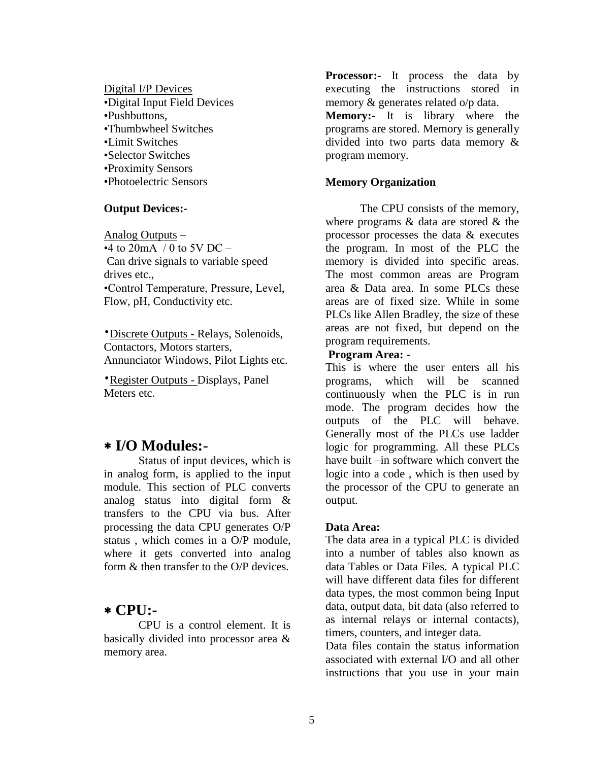Digital I/P Devices

- Digital Input Field Devices
- Pushbuttons,
- Thumbwheel Switches
- Limit Switches
- Selector Switches
- Proximity Sensors
- Photoelectric Sensors

**Output Devices:-**

Analog Outputs –

- 4 to 20mA / 0 to 5V DC – Can drive signals to variable speed drives etc.,
- Control Temperature, Pressure, Level, Flow, pH, Conductivity etc.

- Discrete Outputs - Relays, Solenoids, Contactors, Motors starters, Annunciator Windows, Pilot Lights etc.

- Register Outputs - Displays, Panel Meters etc.

## ∗ I/O Modules:-

Status of input devices, which is in analog form, is applied to the input module. This section of PLC converts analog status into digital form & transfers to the CPU via bus. After processing the data CPU generates O/P status , which comes in a O/P module, where it gets converted into analog form & then transfer to the O/P devices.

## ∗ CPU:-

CPU is a control element. It is basically divided into processor area & memory area.

**Processor:-** It process the data by executing the instructions stored in memory & generates related o/p data.

**Memory:-** It is library where the programs are stored. Memory is generally divided into two parts data memory & program memory.

**Memory Organization**

The CPU consists of the memory, where programs & data are stored & the processor processes the data & executes the program. In most of the PLC the memory is divided into specific areas. The most common areas are Program area & Data area. In some PLCs these areas are of fixed size. While in some PLCs like Allen Bradley, the size of these areas are not fixed, but depend on the program requirements.

**Program Area: -**

This is where the user enters all his programs, which will be scanned continuously when the PLC is in run mode. The program decides how the outputs of the PLC will behave. Generally most of the PLCs use ladder logic for programming. All these PLCs have built –in software which convert the logic into a code , which is then used by the processor of the CPU to generate an output.

**Data Area:**

The data area in a typical PLC is divided into a number of tables also known as data Tables or Data Files. A typical PLC will have different data files for different data types, the most common being Input data, output data, bit data (also referred to as internal relays or internal contacts), timers, counters, and integer data.

Data files contain the status information associated with external I/O and all other instructions that you use in your main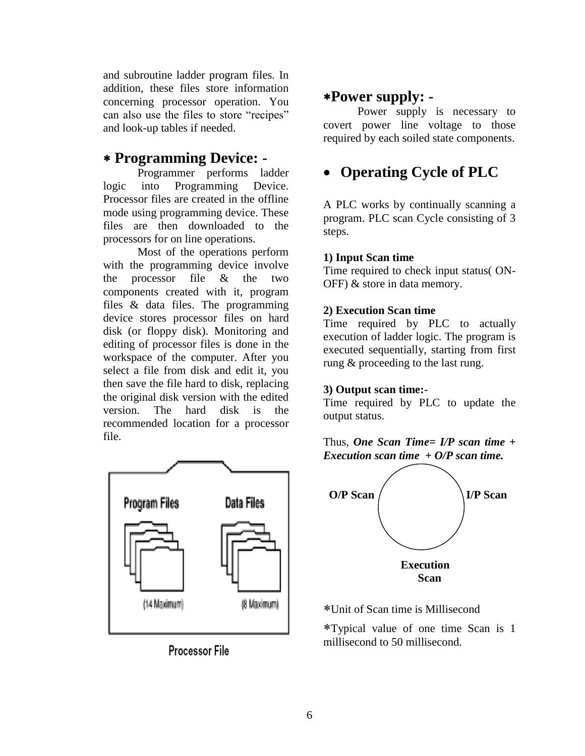and subroutine ladder program files. In addition, these files store information concerning processor operation. You can also use the files to store "recipes" and look-up tables if needed.

## ∗ Programming Device: -

Programmer performs ladder logic into Programming Device. Processor files are created in the offline mode using programming device. These files are then downloaded to the processors for on line operations.

Most of the operations perform with the programming device involve the processor file & the two components created with it, program files & data files. The programming device stores processor files on hard disk (or floppy disk). Monitoring and editing of processor files is done in the workspace of the computer. After you select a file from disk and edit it, you then save the file hard to disk, replacing the original disk version with the edited version. The hard disk is the recommended location for a processor file.

Program Files (14 Maximum) | Data Files (8 Maximum)

Processor File

## ∗Power supply: -

Power supply is necessary to covert power line voltage to those required by each soiled state components.

## • Operating Cycle of PLC

A PLC works by continually scanning a program. PLC scan Cycle consisting of 3 steps.

**1) Input Scan time**

Time required to check input status( ON-OFF) & store in data memory.

**2) Execution Scan time**

Time required by PLC to actually execution of ladder logic. The program is executed sequentially, starting from first rung & proceeding to the last rung.

**3) Output scan time:-**

Time required by PLC to update the output status.

Thus, ***One Scan Time= I/P scan time + Execution scan time + O/P scan time.***

**O/P Scan** | **I/P Scan** | **Execution Scan**

∗Unit of Scan time is Millisecond

∗Typical value of one time Scan is 1 millisecond to 50 millisecond.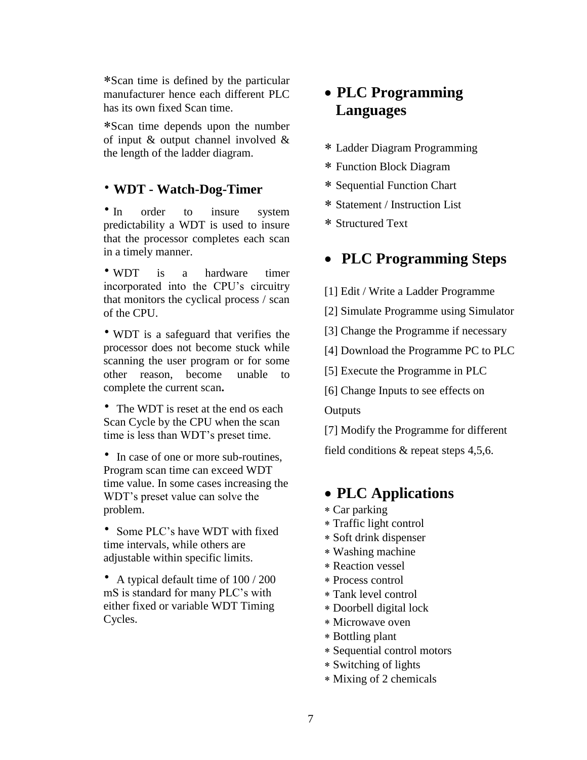*Scan time is defined by the particular manufacturer hence each different PLC has its own fixed Scan time.

*Scan time depends upon the number of input & output channel involved & the length of the ladder diagram.

## • WDT - Watch-Dog-Timer

• In order to insure system predictability a WDT is used to insure that the processor completes each scan in a timely manner.

• WDT is a hardware timer incorporated into the CPU's circuitry that monitors the cyclical process / scan of the CPU.

• WDT is a safeguard that verifies the processor does not become stuck while scanning the user program or for some other reason, become unable to complete the current scan**.**

• The WDT is reset at the end os each Scan Cycle by the CPU when the scan time is less than WDT's preset time.

• In case of one or more sub-routines, Program scan time can exceed WDT time value. In some cases increasing the WDT's preset value can solve the problem.

• Some PLC's have WDT with fixed time intervals, while others are adjustable within specific limits.

• A typical default time of 100 / 200 mS is standard for many PLC's with either fixed or variable WDT Timing Cycles.

## • PLC Programming Languages

* Ladder Diagram Programming
* Function Block Diagram
* Sequential Function Chart
* Statement / Instruction List
* Structured Text

## • PLC Programming Steps

[1] Edit / Write a Ladder Programme

[2] Simulate Programme using Simulator

[3] Change the Programme if necessary

[4] Download the Programme PC to PLC

[5] Execute the Programme in PLC

[6] Change Inputs to see effects on Outputs

[7] Modify the Programme for different field conditions & repeat steps 4,5,6.

## • PLC Applications

* Car parking
* Traffic light control
* Soft drink dispenser
* Washing machine
* Reaction vessel
* Process control
* Tank level control
* Doorbell digital lock
* Microwave oven
* Bottling plant
* Sequential control motors
* Switching of lights
* Mixing of 2 chemicals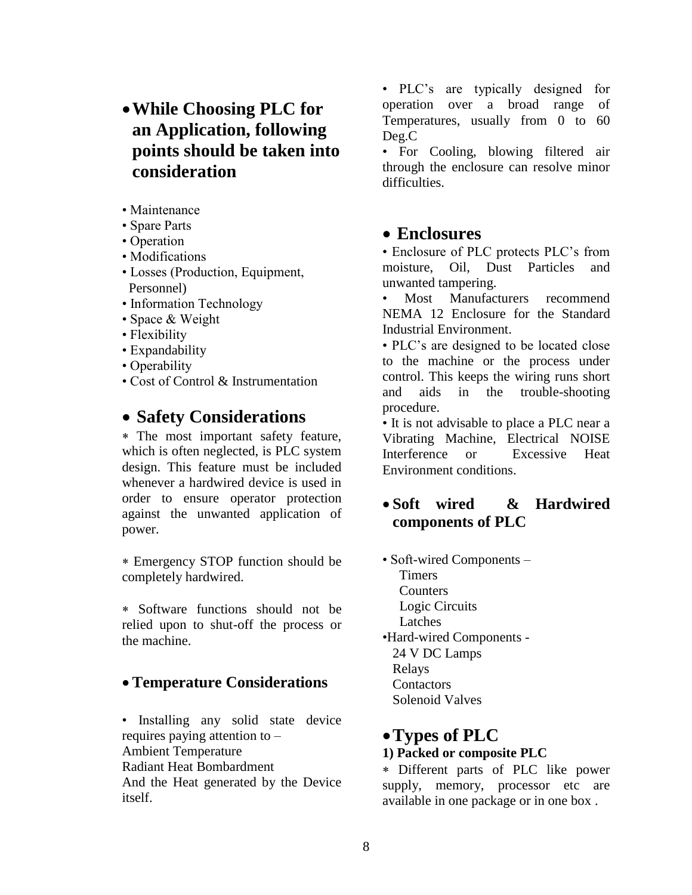## While Choosing PLC for an Application, following points should be taken into consideration

- Maintenance
- Spare Parts
- Operation
- Modifications
- Losses (Production, Equipment, Personnel)
- Information Technology
- Space & Weight
- Flexibility
- Expandability
- Operability
- Cost of Control & Instrumentation

## Safety Considerations

∗ The most important safety feature, which is often neglected, is PLC system design. This feature must be included whenever a hardwired device is used in order to ensure operator protection against the unwanted application of power.

∗ Emergency STOP function should be completely hardwired.

∗ Software functions should not be relied upon to shut-off the process or the machine.

## Temperature Considerations

• Installing any solid state device requires paying attention to –
Ambient Temperature
Radiant Heat Bombardment
And the Heat generated by the Device itself.

• PLC's are typically designed for operation over a broad range of Temperatures, usually from 0 to 60 Deg.C

• For Cooling, blowing filtered air through the enclosure can resolve minor difficulties.

## Enclosures

• Enclosure of PLC protects PLC's from moisture, Oil, Dust Particles and unwanted tampering.

• Most Manufacturers recommend NEMA 12 Enclosure for the Standard Industrial Environment.

• PLC's are designed to be located close to the machine or the process under control. This keeps the wiring runs short and aids in the trouble-shooting procedure.

• It is not advisable to place a PLC near a Vibrating Machine, Electrical NOISE Interference or Excessive Heat Environment conditions.

## Soft wired & Hardwired components of PLC

- Soft-wired Components –
  - Timers
  - Counters
  - Logic Circuits
  - Latches
- Hard-wired Components -
  - 24 V DC Lamps
  - Relays
  - Contactors
  - Solenoid Valves

## Types of PLC

**1) Packed or composite PLC**

∗ Different parts of PLC like power supply, memory, processor etc are available in one package or in one box .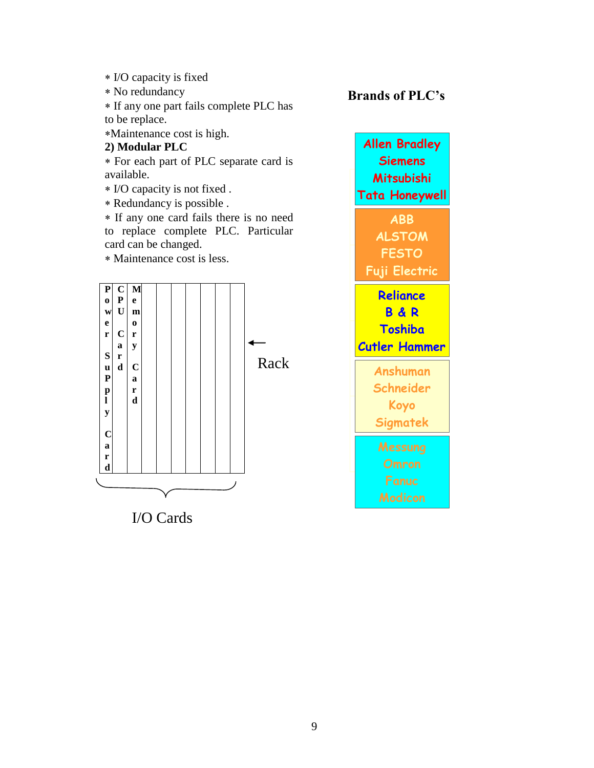* I/O capacity is fixed
* No redundancy
* If any one part fails complete PLC has to be replace.
* Maintenance cost is high.

**2) Modular PLC**

* For each part of PLC separate card is available.
* I/O capacity is not fixed .
* Redundancy is possible .
* If any one card fails there is no need to replace complete PLC. Particular card can be changed.
* Maintenance cost is less.

| Power Supply Card | CPU Card | Memory Card | | | | | | |
|---|---|---|---|---|---|---|---|---|

← Rack

I/O Cards

**Brands of PLC's**

| |
|---|
| Allen Bradley<br>Siemens<br>Mitsubishi<br>Tata Honeywell |
| ABB<br>ALSTOM<br>FESTO<br>Fuji Electric |
| Reliance<br>B & R<br>Toshiba<br>Cutler Hammer |
| Anshuman<br>Schneider<br>Koyo<br>Sigmatek |
| Messung<br>Omron<br>Fanuc<br>Modicon |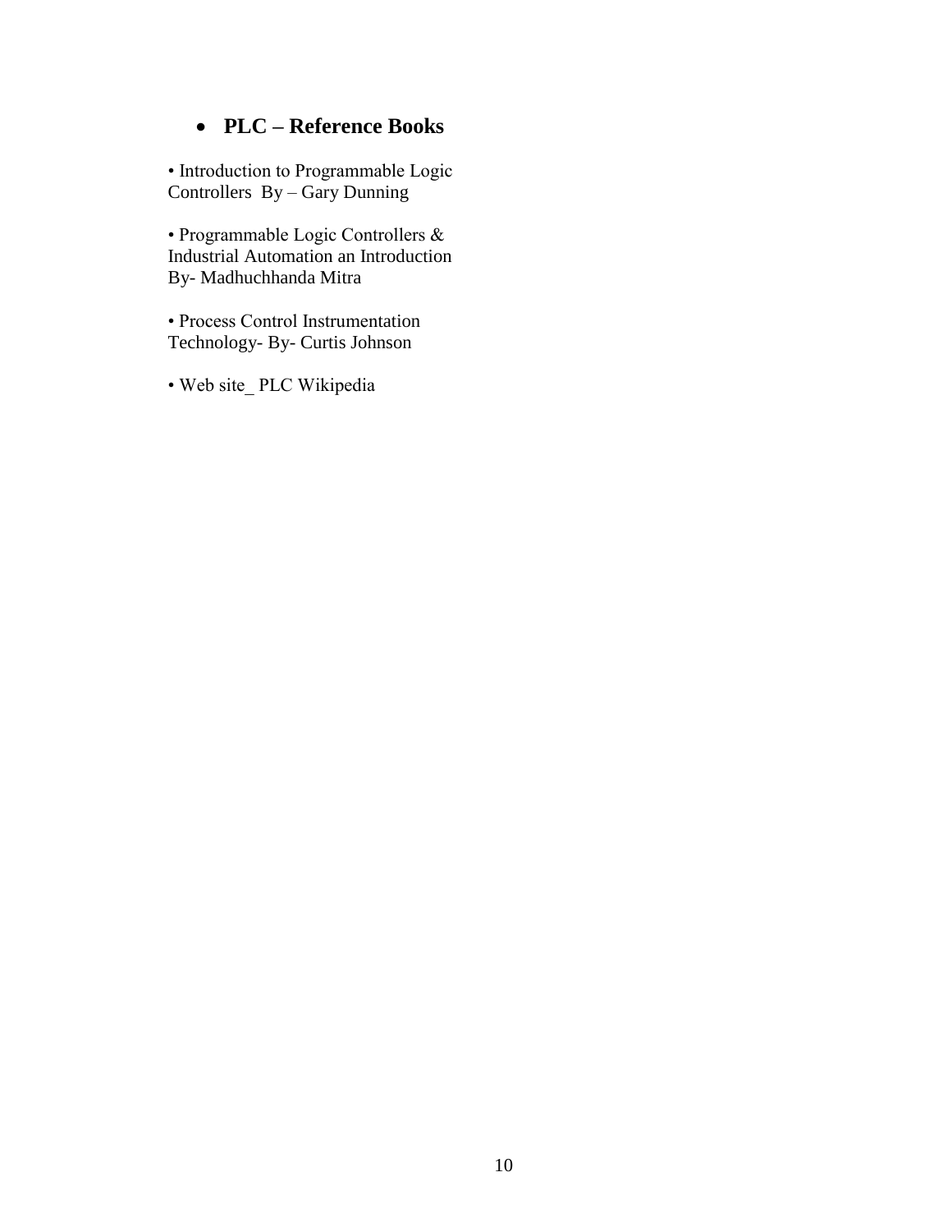- **PLC – Reference Books**

- Introduction to Programmable Logic Controllers By – Gary Dunning

- Programmable Logic Controllers & Industrial Automation an Introduction By- Madhuchhanda Mitra

- Process Control Instrumentation Technology- By- Curtis Johnson

- Web site_ PLC Wikipedia